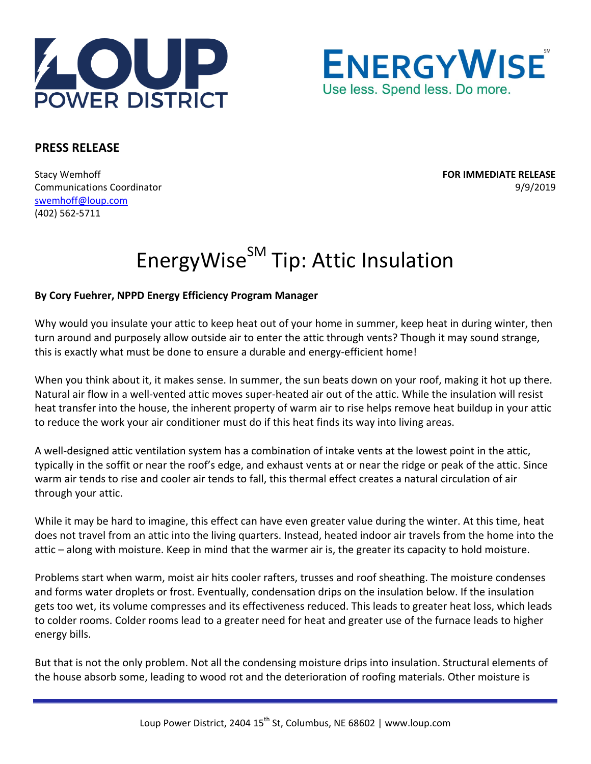**PRESS RELEASE**

Stacy Wemhoff
Communications Coordinator
swemhoff@loup.com
(402) 562-5711

**FOR IMMEDIATE RELEASE**
9/9/2019

# EnergyWise$^{SM}$ Tip: Attic Insulation

**By Cory Fuehrer, NPPD Energy Efficiency Program Manager**

Why would you insulate your attic to keep heat out of your home in summer, keep heat in during winter, then turn around and purposely allow outside air to enter the attic through vents? Though it may sound strange, this is exactly what must be done to ensure a durable and energy-efficient home!

When you think about it, it makes sense. In summer, the sun beats down on your roof, making it hot up there. Natural air flow in a well-vented attic moves super-heated air out of the attic. While the insulation will resist heat transfer into the house, the inherent property of warm air to rise helps remove heat buildup in your attic to reduce the work your air conditioner must do if this heat finds its way into living areas.

A well-designed attic ventilation system has a combination of intake vents at the lowest point in the attic, typically in the soffit or near the roof's edge, and exhaust vents at or near the ridge or peak of the attic. Since warm air tends to rise and cooler air tends to fall, this thermal effect creates a natural circulation of air through your attic.

While it may be hard to imagine, this effect can have even greater value during the winter. At this time, heat does not travel from an attic into the living quarters. Instead, heated indoor air travels from the home into the attic – along with moisture. Keep in mind that the warmer air is, the greater its capacity to hold moisture.

Problems start when warm, moist air hits cooler rafters, trusses and roof sheathing. The moisture condenses and forms water droplets or frost. Eventually, condensation drips on the insulation below. If the insulation gets too wet, its volume compresses and its effectiveness reduced. This leads to greater heat loss, which leads to colder rooms. Colder rooms lead to a greater need for heat and greater use of the furnace leads to higher energy bills.

But that is not the only problem. Not all the condensing moisture drips into insulation. Structural elements of the house absorb some, leading to wood rot and the deterioration of roofing materials. Other moisture is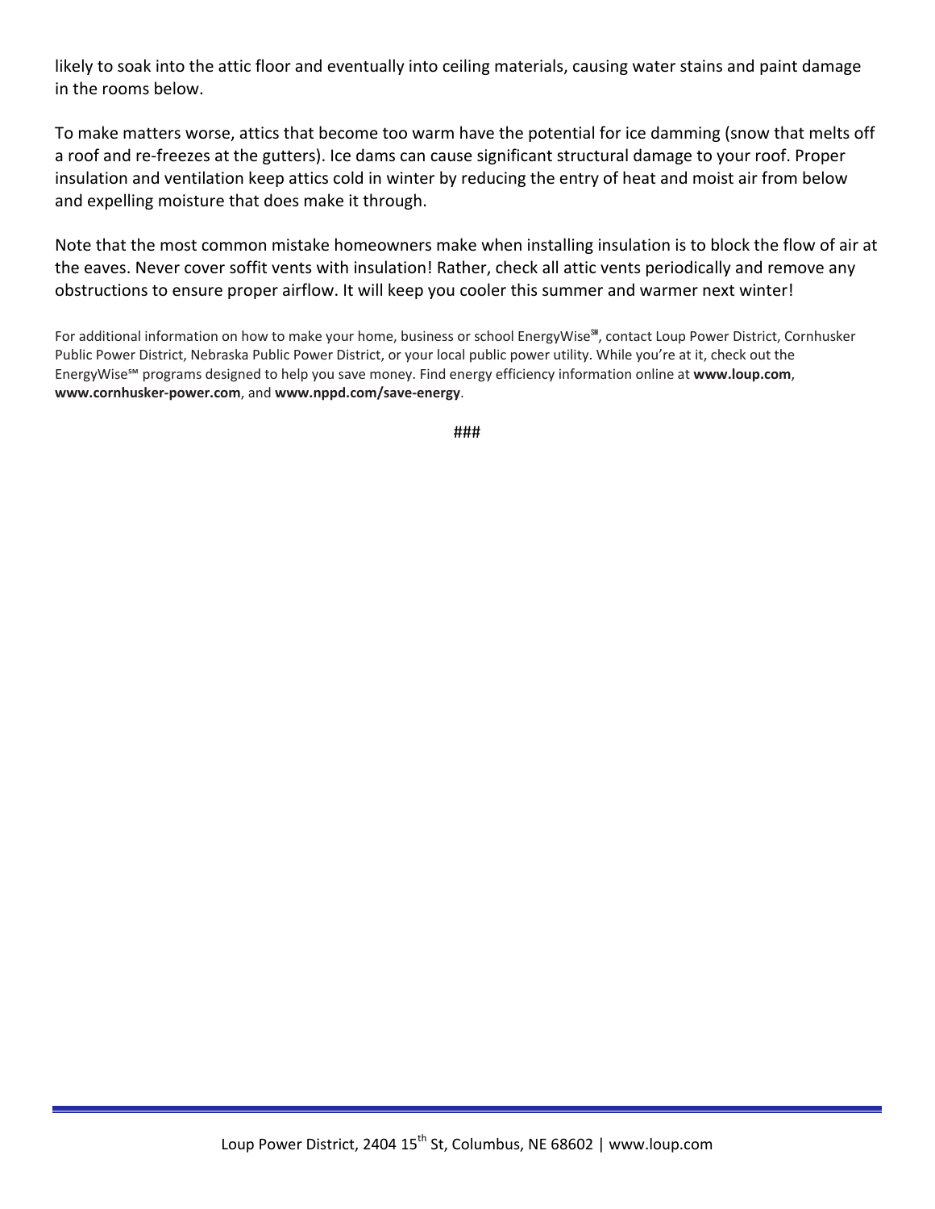likely to soak into the attic floor and eventually into ceiling materials, causing water stains and paint damage in the rooms below.

To make matters worse, attics that become too warm have the potential for ice damming (snow that melts off a roof and re-freezes at the gutters). Ice dams can cause significant structural damage to your roof. Proper insulation and ventilation keep attics cold in winter by reducing the entry of heat and moist air from below and expelling moisture that does make it through.

Note that the most common mistake homeowners make when installing insulation is to block the flow of air at the eaves. Never cover soffit vents with insulation! Rather, check all attic vents periodically and remove any obstructions to ensure proper airflow. It will keep you cooler this summer and warmer next winter!

For additional information on how to make your home, business or school EnergyWise℠, contact Loup Power District, Cornhusker Public Power District, Nebraska Public Power District, or your local public power utility. While you're at it, check out the EnergyWise℠ programs designed to help you save money. Find energy efficiency information online at **www.loup.com**, **www.cornhusker-power.com**, and **www.nppd.com/save-energy**.

###

Loup Power District, 2404 15th St, Columbus, NE 68602 | www.loup.com